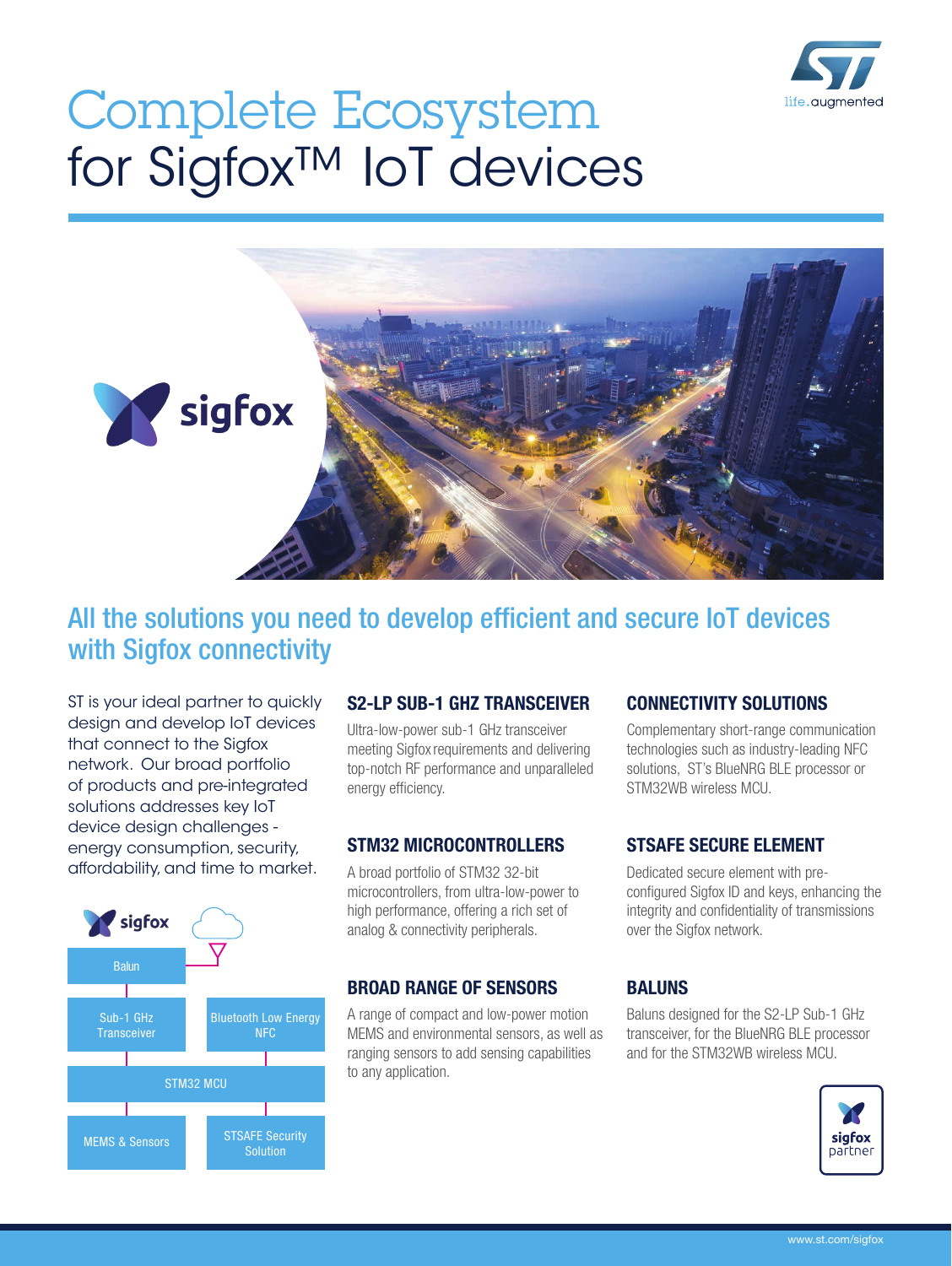# Complete Ecosystem for Sigfox™ IoT devices

## All the solutions you need to develop efficient and secure IoT devices with Sigfox connectivity

ST is your ideal partner to quickly design and develop IoT devices that connect to the Sigfox network. Our broad portfolio of products and pre-integrated solutions addresses key IoT device design challenges - energy consumption, security, affordability, and time to market.

sigfox

Balun

Sub-1 GHz Transceiver

Bluetooth Low Energy NFC

STM32 MCU

MEMS & Sensors

STSAFE Security Solution

### S2-LP SUB-1 GHZ TRANSCEIVER

Ultra-low-power sub-1 GHz transceiver meeting Sigfox requirements and delivering top-notch RF performance and unparalleled energy efficiency.

### STM32 MICROCONTROLLERS

A broad portfolio of STM32 32-bit microcontrollers, from ultra-low-power to high performance, offering a rich set of analog & connectivity peripherals.

### BROAD RANGE OF SENSORS

A range of compact and low-power motion MEMS and environmental sensors, as well as ranging sensors to add sensing capabilities to any application.

### CONNECTIVITY SOLUTIONS

Complementary short-range communication technologies such as industry-leading NFC solutions, ST's BlueNRG BLE processor or STM32WB wireless MCU.

### STSAFE SECURE ELEMENT

Dedicated secure element with pre-configured Sigfox ID and keys, enhancing the integrity and confidentiality of transmissions over the Sigfox network.

### BALUNS

Baluns designed for the S2-LP Sub-1 GHz transceiver, for the BlueNRG BLE processor and for the STM32WB wireless MCU.

sigfox partner

www.st.com/sigfox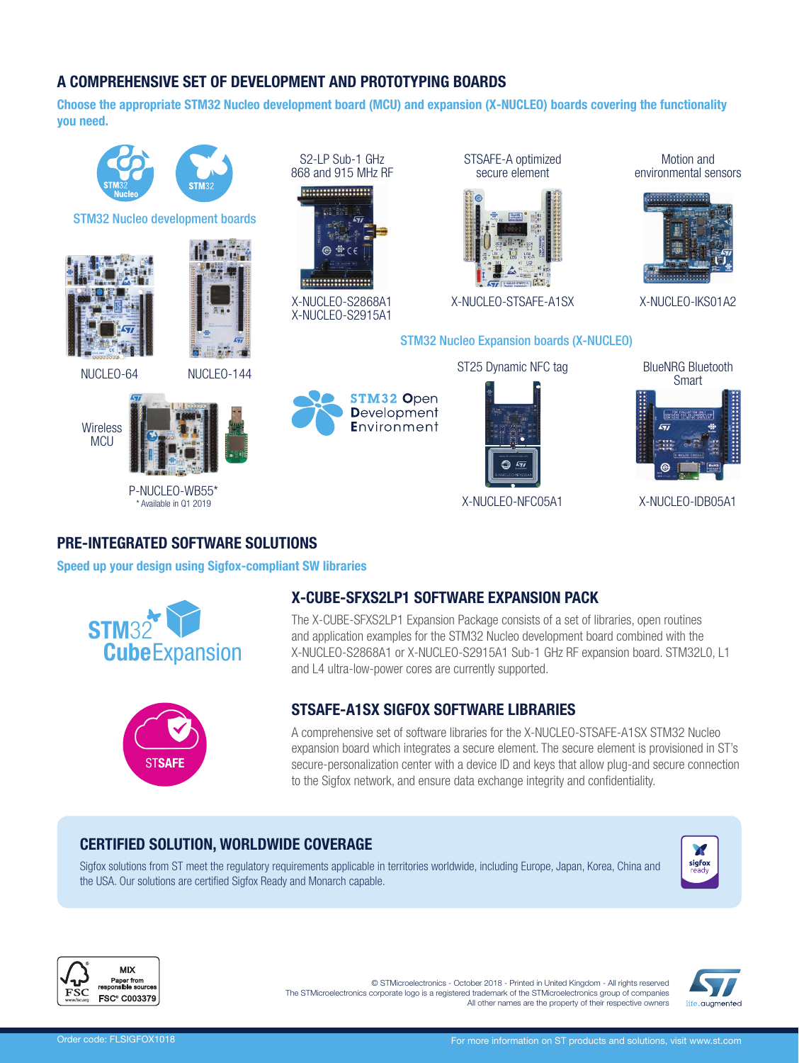## A COMPREHENSIVE SET OF DEVELOPMENT AND PROTOTYPING BOARDS

**Choose the appropriate STM32 Nucleo development board (MCU) and expansion (X-NUCLEO) boards covering the functionality you need.**

STM32 Nucleo development boards

NUCLEO-64

NUCLEO-144

Wireless MCU

P-NUCLEO-WB55*

* Available in Q1 2019

STM32 Open Development Environment

STM32 Nucleo Expansion boards (X-NUCLEO)

S2-LP Sub-1 GHz 868 and 915 MHz RF

X-NUCLEO-S2868A1
X-NUCLEO-S2915A1

STSAFE-A optimized secure element

X-NUCLEO-STSAFE-A1SX

Motion and environmental sensors

X-NUCLEO-IKS01A2

ST25 Dynamic NFC tag

X-NUCLEO-NFC05A1

BlueNRG Bluetooth Smart

X-NUCLEO-IDB05A1

## PRE-INTEGRATED SOFTWARE SOLUTIONS

**Speed up your design using Sigfox-compliant SW libraries**

### X-CUBE-SFXS2LP1 SOFTWARE EXPANSION PACK

The X-CUBE-SFXS2LP1 Expansion Package consists of a set of libraries, open routines and application examples for the STM32 Nucleo development board combined with the X-NUCLEO-S2868A1 or X-NUCLEO-S2915A1 Sub-1 GHz RF expansion board. STM32L0, L1 and L4 ultra-low-power cores are currently supported.

### STSAFE-A1SX SIGFOX SOFTWARE LIBRARIES

A comprehensive set of software libraries for the X-NUCLEO-STSAFE-A1SX STM32 Nucleo expansion board which integrates a secure element. The secure element is provisioned in ST's secure-personalization center with a device ID and keys that allow plug-and secure connection to the Sigfox network, and ensure data exchange integrity and confidentiality.

## CERTIFIED SOLUTION, WORLDWIDE COVERAGE

Sigfox solutions from ST meet the regulatory requirements applicable in territories worldwide, including Europe, Japan, Korea, China and the USA. Our solutions are certified Sigfox Ready and Monarch capable.

© STMicroelectronics - October 2018 - Printed in United Kingdom - All rights reserved
The STMicroelectronics corporate logo is a registered trademark of the STMicroelectronics group of companies
All other names are the property of their respective owners

Order code: FLSIGFOX1018

For more information on ST products and solutions, visit www.st.com